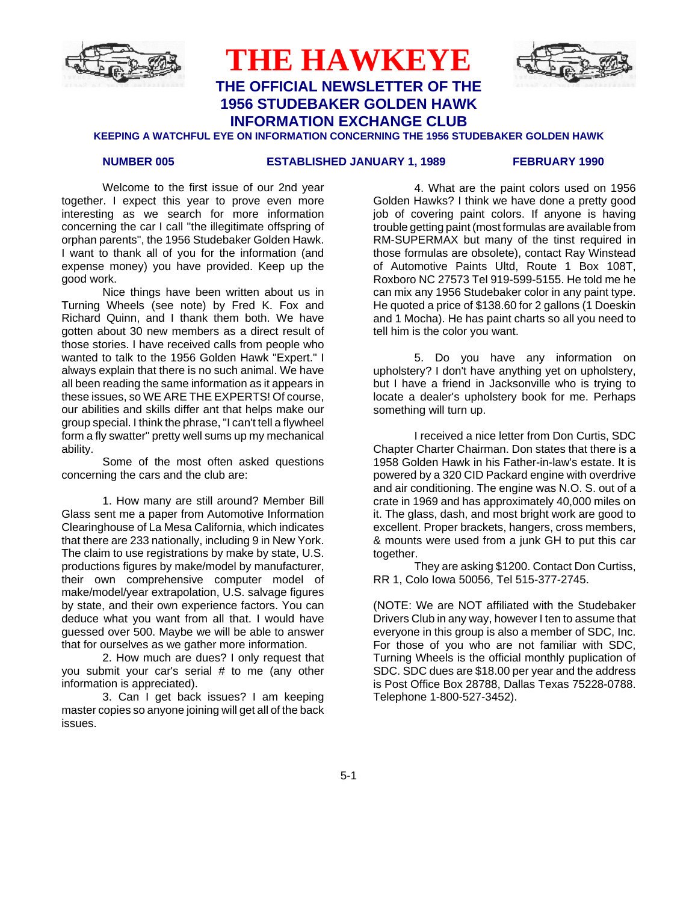# THE HAWKEYE

## THE OFFICIAL NEWSLETTER OF THE 1956 STUDEBAKER GOLDEN HAWK INFORMATION EXCHANGE CLUB

**KEEPING A WATCHFUL EYE ON INFORMATION CONCERNING THE 1956 STUDEBAKER GOLDEN HAWK**

**NUMBER 005** **ESTABLISHED JANUARY 1, 1989** **FEBRUARY 1990**

Welcome to the first issue of our 2nd year together. I expect this year to prove even more interesting as we search for more information concerning the car I call "the illegitimate offspring of orphan parents", the 1956 Studebaker Golden Hawk. I want to thank all of you for the information (and expense money) you have provided. Keep up the good work.

Nice things have been written about us in Turning Wheels (see note) by Fred K. Fox and Richard Quinn, and I thank them both. We have gotten about 30 new members as a direct result of those stories. I have received calls from people who wanted to talk to the 1956 Golden Hawk "Expert." I always explain that there is no such animal. We have all been reading the same information as it appears in these issues, so WE ARE THE EXPERTS! Of course, our abilities and skills differ ant that helps make our group special. I think the phrase, "I can't tell a flywheel form a fly swatter" pretty well sums up my mechanical ability.

Some of the most often asked questions concerning the cars and the club are:

1. How many are still around? Member Bill Glass sent me a paper from Automotive Information Clearinghouse of La Mesa California, which indicates that there are 233 nationally, including 9 in New York. The claim to use registrations by make by state, U.S. productions figures by make/model by manufacturer, their own comprehensive computer model of make/model/year extrapolation, U.S. salvage figures by state, and their own experience factors. You can deduce what you want from all that. I would have guessed over 500. Maybe we will be able to answer that for ourselves as we gather more information.

2. How much are dues? I only request that you submit your car's serial # to me (any other information is appreciated).

3. Can I get back issues? I am keeping master copies so anyone joining will get all of the back issues.

4. What are the paint colors used on 1956 Golden Hawks? I think we have done a pretty good job of covering paint colors. If anyone is having trouble getting paint (most formulas are available from RM-SUPERMAX but many of the tinst required in those formulas are obsolete), contact Ray Winstead of Automotive Paints Ultd, Route 1 Box 108T, Roxboro NC 27573 Tel 919-599-5155. He told me he can mix any 1956 Studebaker color in any paint type. He quoted a price of $138.60 for 2 gallons (1 Doeskin and 1 Mocha). He has paint charts so all you need to tell him is the color you want.

5. Do you have any information on upholstery? I don't have anything yet on upholstery, but I have a friend in Jacksonville who is trying to locate a dealer's upholstery book for me. Perhaps something will turn up.

I received a nice letter from Don Curtis, SDC Chapter Charter Chairman. Don states that there is a 1958 Golden Hawk in his Father-in-law's estate. It is powered by a 320 CID Packard engine with overdrive and air conditioning. The engine was N.O. S. out of a crate in 1969 and has approximately 40,000 miles on it. The glass, dash, and most bright work are good to excellent. Proper brackets, hangers, cross members, & mounts were used from a junk GH to put this car together.

They are asking $1200. Contact Don Curtiss, RR 1, Colo Iowa 50056, Tel 515-377-2745.

(NOTE: We are NOT affiliated with the Studebaker Drivers Club in any way, however I ten to assume that everyone in this group is also a member of SDC, Inc. For those of you who are not familiar with SDC, Turning Wheels is the official monthly publication of SDC. SDC dues are $18.00 per year and the address is Post Office Box 28788, Dallas Texas 75228-0788. Telephone 1-800-527-3452).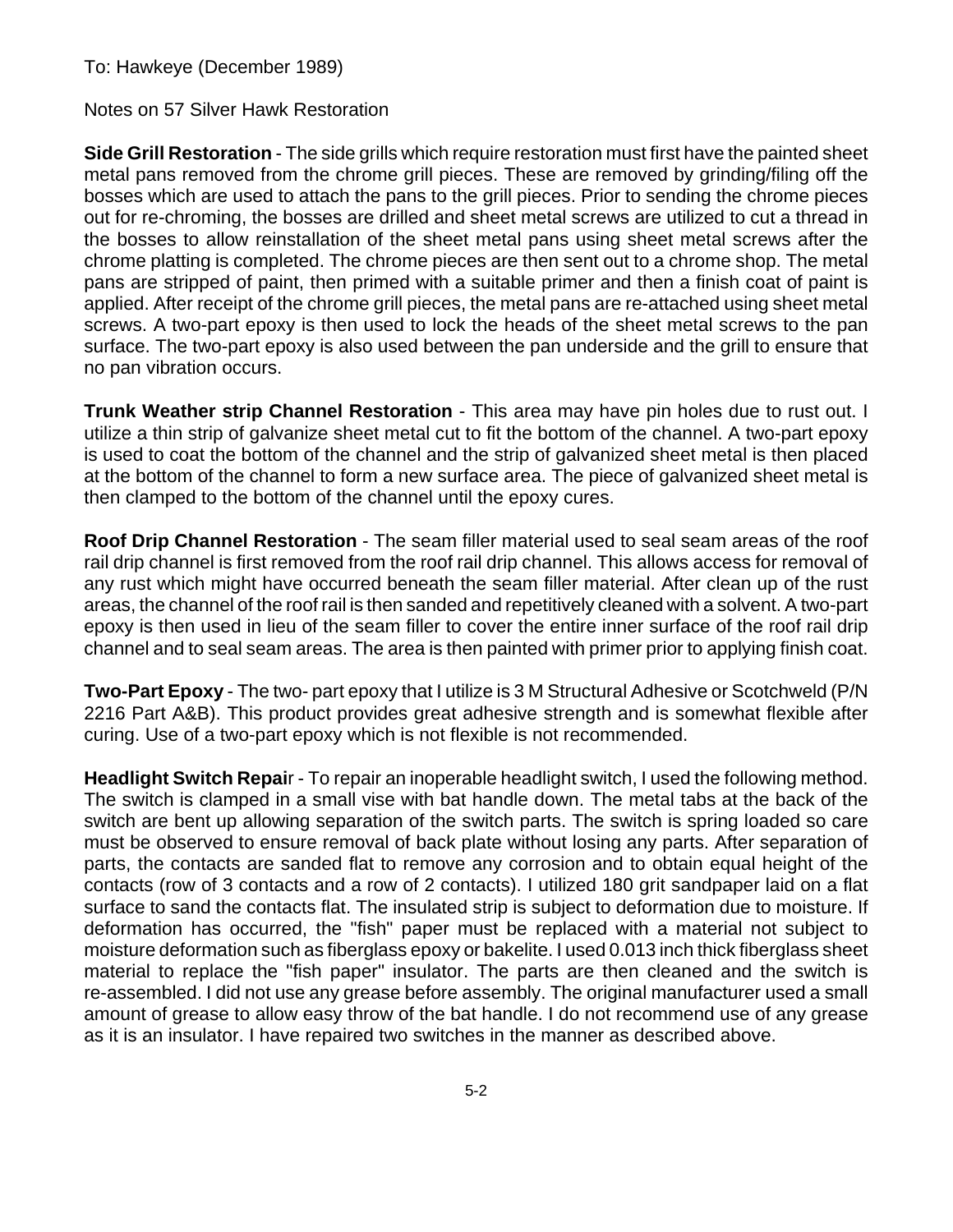To: Hawkeye (December 1989)

Notes on 57 Silver Hawk Restoration

**Side Grill Restoration** - The side grills which require restoration must first have the painted sheet metal pans removed from the chrome grill pieces. These are removed by grinding/filing off the bosses which are used to attach the pans to the grill pieces. Prior to sending the chrome pieces out for re-chroming, the bosses are drilled and sheet metal screws are utilized to cut a thread in the bosses to allow reinstallation of the sheet metal pans using sheet metal screws after the chrome platting is completed. The chrome pieces are then sent out to a chrome shop. The metal pans are stripped of paint, then primed with a suitable primer and then a finish coat of paint is applied. After receipt of the chrome grill pieces, the metal pans are re-attached using sheet metal screws. A two-part epoxy is then used to lock the heads of the sheet metal screws to the pan surface. The two-part epoxy is also used between the pan underside and the grill to ensure that no pan vibration occurs.

**Trunk Weather strip Channel Restoration** - This area may have pin holes due to rust out. I utilize a thin strip of galvanize sheet metal cut to fit the bottom of the channel. A two-part epoxy is used to coat the bottom of the channel and the strip of galvanized sheet metal is then placed at the bottom of the channel to form a new surface area. The piece of galvanized sheet metal is then clamped to the bottom of the channel until the epoxy cures.

**Roof Drip Channel Restoration** - The seam filler material used to seal seam areas of the roof rail drip channel is first removed from the roof rail drip channel. This allows access for removal of any rust which might have occurred beneath the seam filler material. After clean up of the rust areas, the channel of the roof rail is then sanded and repetitively cleaned with a solvent. A two-part epoxy is then used in lieu of the seam filler to cover the entire inner surface of the roof rail drip channel and to seal seam areas. The area is then painted with primer prior to applying finish coat.

**Two-Part Epoxy** - The two- part epoxy that I utilize is 3 M Structural Adhesive or Scotchweld (P/N 2216 Part A&B). This product provides great adhesive strength and is somewhat flexible after curing. Use of a two-part epoxy which is not flexible is not recommended.

**Headlight Switch Repai**r - To repair an inoperable headlight switch, I used the following method. The switch is clamped in a small vise with bat handle down. The metal tabs at the back of the switch are bent up allowing separation of the switch parts. The switch is spring loaded so care must be observed to ensure removal of back plate without losing any parts. After separation of parts, the contacts are sanded flat to remove any corrosion and to obtain equal height of the contacts (row of 3 contacts and a row of 2 contacts). I utilized 180 grit sandpaper laid on a flat surface to sand the contacts flat. The insulated strip is subject to deformation due to moisture. If deformation has occurred, the "fish" paper must be replaced with a material not subject to moisture deformation such as fiberglass epoxy or bakelite. I used 0.013 inch thick fiberglass sheet material to replace the "fish paper" insulator. The parts are then cleaned and the switch is re-assembled. I did not use any grease before assembly. The original manufacturer used a small amount of grease to allow easy throw of the bat handle. I do not recommend use of any grease as it is an insulator. I have repaired two switches in the manner as described above.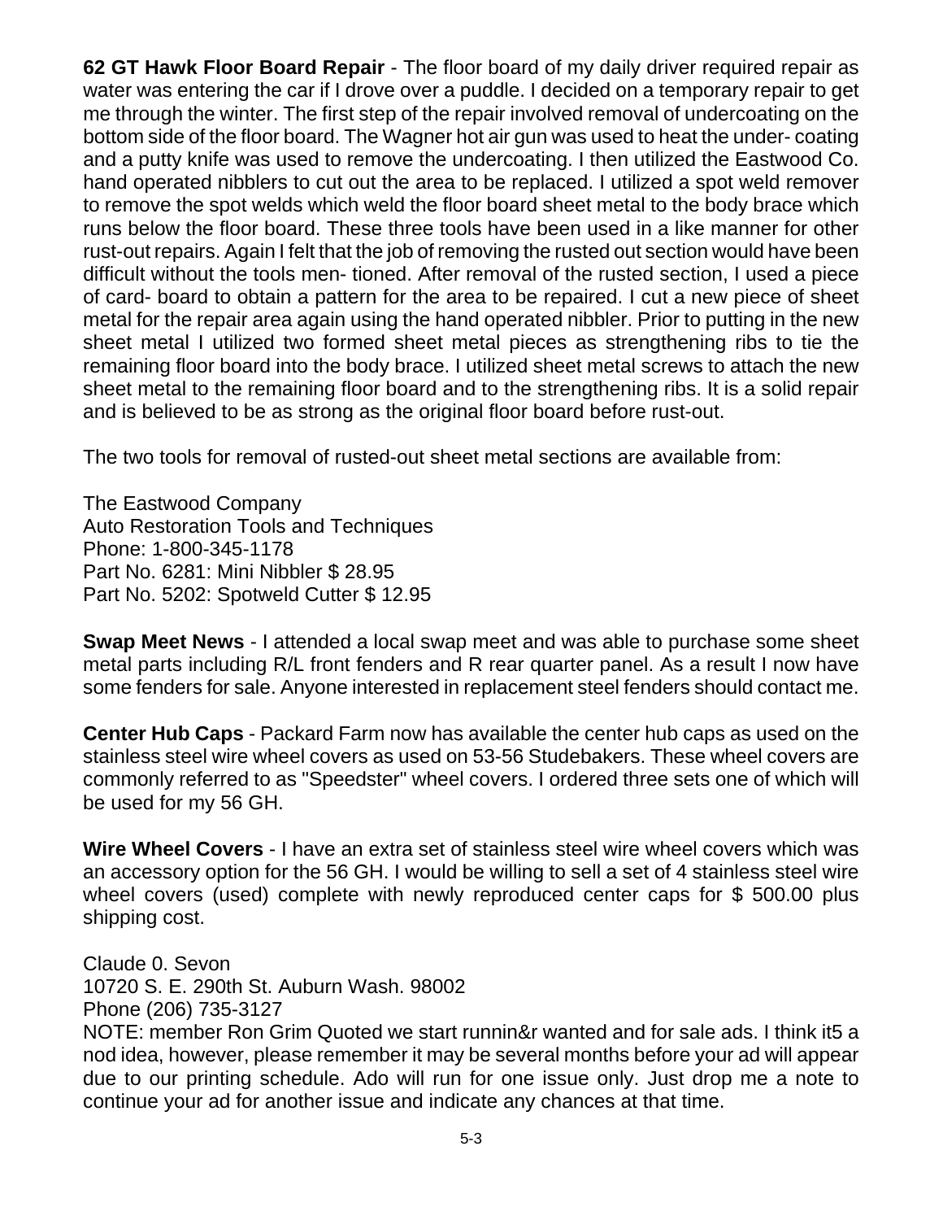**62 GT Hawk Floor Board Repair** - The floor board of my daily driver required repair as water was entering the car if I drove over a puddle. I decided on a temporary repair to get me through the winter. The first step of the repair involved removal of undercoating on the bottom side of the floor board. The Wagner hot air gun was used to heat the under- coating and a putty knife was used to remove the undercoating. I then utilized the Eastwood Co. hand operated nibblers to cut out the area to be replaced. I utilized a spot weld remover to remove the spot welds which weld the floor board sheet metal to the body brace which runs below the floor board. These three tools have been used in a like manner for other rust-out repairs. Again I felt that the job of removing the rusted out section would have been difficult without the tools men- tioned. After removal of the rusted section, I used a piece of card- board to obtain a pattern for the area to be repaired. I cut a new piece of sheet metal for the repair area again using the hand operated nibbler. Prior to putting in the new sheet metal I utilized two formed sheet metal pieces as strengthening ribs to tie the remaining floor board into the body brace. I utilized sheet metal screws to attach the new sheet metal to the remaining floor board and to the strengthening ribs. It is a solid repair and is believed to be as strong as the original floor board before rust-out.

The two tools for removal of rusted-out sheet metal sections are available from:

The Eastwood Company
Auto Restoration Tools and Techniques
Phone: 1-800-345-1178
Part No. 6281: Mini Nibbler $ 28.95
Part No. 5202: Spotweld Cutter $ 12.95

**Swap Meet News** - I attended a local swap meet and was able to purchase some sheet metal parts including R/L front fenders and R rear quarter panel. As a result I now have some fenders for sale. Anyone interested in replacement steel fenders should contact me.

**Center Hub Caps** - Packard Farm now has available the center hub caps as used on the stainless steel wire wheel covers as used on 53-56 Studebakers. These wheel covers are commonly referred to as "Speedster" wheel covers. I ordered three sets one of which will be used for my 56 GH.

**Wire Wheel Covers** - I have an extra set of stainless steel wire wheel covers which was an accessory option for the 56 GH. I would be willing to sell a set of 4 stainless steel wire wheel covers (used) complete with newly reproduced center caps for $ 500.00 plus shipping cost.

Claude 0. Sevon
10720 S. E. 290th St. Auburn Wash. 98002
Phone (206) 735-3127
NOTE: member Ron Grim Quoted we start runnin&r wanted and for sale ads. I think it5 a nod idea, however, please remember it may be several months before your ad will appear due to our printing schedule. Ado will run for one issue only. Just drop me a note to continue your ad for another issue and indicate any chances at that time.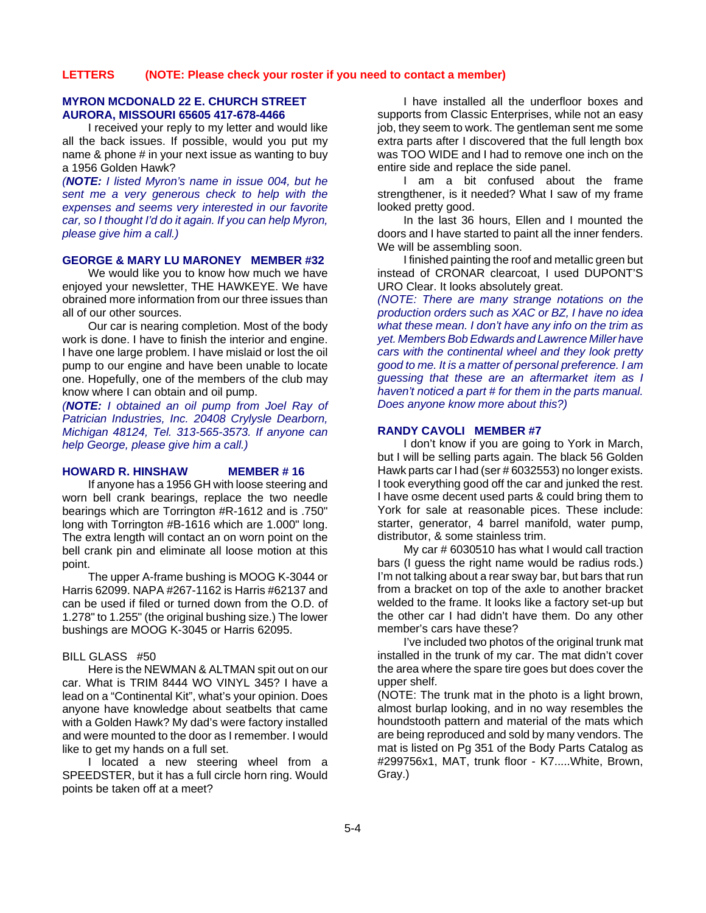## LETTERS (NOTE: Please check your roster if you need to contact a member)

### MYRON MCDONALD 22 E. CHURCH STREET AURORA, MISSOURI 65605 417-678-4466

I received your reply to my letter and would like all the back issues. If possible, would you put my name & phone # in your next issue as wanting to buy a 1956 Golden Hawk?

*(**NOTE:** I listed Myron's name in issue 004, but he sent me a very generous check to help with the expenses and seems very interested in our favorite car, so I thought I'd do it again. If you can help Myron, please give him a call.)*

### GEORGE & MARY LU MARONEY MEMBER #32

We would like you to know how much we have enjoyed your newsletter, THE HAWKEYE. We have obrained more information from our three issues than all of our other sources.

Our car is nearing completion. Most of the body work is done. I have to finish the interior and engine. I have one large problem. I have mislaid or lost the oil pump to our engine and have been unable to locate one. Hopefully, one of the members of the club may know where I can obtain and oil pump.

*(**NOTE:** I obtained an oil pump from Joel Ray of Patrician Industries, Inc. 20408 Crylysle Dearborn, Michigan 48124, Tel. 313-565-3573. If anyone can help George, please give him a call.)*

### HOWARD R. HINSHAW MEMBER # 16

If anyone has a 1956 GH with loose steering and worn bell crank bearings, replace the two needle bearings which are Torrington #R-1612 and is .750" long with Torrington #B-1616 which are 1.000" long. The extra length will contact an on worn point on the bell crank pin and eliminate all loose motion at this point.

The upper A-frame bushing is MOOG K-3044 or Harris 62099. NAPA #267-1162 is Harris #62137 and can be used if filed or turned down from the O.D. of 1.278" to 1.255" (the original bushing size.) The lower bushings are MOOG K-3045 or Harris 62095.

BILL GLASS #50

Here is the NEWMAN & ALTMAN spit out on our car. What is TRIM 8444 WO VINYL 345? I have a lead on a "Continental Kit", what's your opinion. Does anyone have knowledge about seatbelts that came with a Golden Hawk? My dad's were factory installed and were mounted to the door as I remember. I would like to get my hands on a full set.

I located a new steering wheel from a SPEEDSTER, but it has a full circle horn ring. Would points be taken off at a meet?

I have installed all the underfloor boxes and supports from Classic Enterprises, while not an easy job, they seem to work. The gentleman sent me some extra parts after I discovered that the full length box was TOO WIDE and I had to remove one inch on the entire side and replace the side panel.

I am a bit confused about the frame strengthener, is it needed? What I saw of my frame looked pretty good.

In the last 36 hours, Ellen and I mounted the doors and I have started to paint all the inner fenders. We will be assembling soon.

I finished painting the roof and metallic green but instead of CRONAR clearcoat, I used DUPONT'S URO Clear. It looks absolutely great.

*(NOTE: There are many strange notations on the production orders such as XAC or BZ, I have no idea what these mean. I don't have any info on the trim as yet. Members Bob Edwards and Lawrence Miller have cars with the continental wheel and they look pretty good to me. It is a matter of personal preference. I am guessing that these are an aftermarket item as I haven't noticed a part # for them in the parts manual. Does anyone know more about this?)*

### RANDY CAVOLI MEMBER #7

I don't know if you are going to York in March, but I will be selling parts again. The black 56 Golden Hawk parts car I had (ser # 6032553) no longer exists. I took everything good off the car and junked the rest. I have osme decent used parts & could bring them to York for sale at reasonable pices. These include: starter, generator, 4 barrel manifold, water pump, distributor, & some stainless trim.

My car # 6030510 has what I would call traction bars (I guess the right name would be radius rods.) I'm not talking about a rear sway bar, but bars that run from a bracket on top of the axle to another bracket welded to the frame. It looks like a factory set-up but the other car I had didn't have them. Do any other member's cars have these?

I've included two photos of the original trunk mat installed in the trunk of my car. The mat didn't cover the area where the spare tire goes but does cover the upper shelf.

(NOTE: The trunk mat in the photo is a light brown, almost burlap looking, and in no way resembles the houndstooth pattern and material of the mats which are being reproduced and sold by many vendors. The mat is listed on Pg 351 of the Body Parts Catalog as #299756x1, MAT, trunk floor - K7.....White, Brown, Gray.)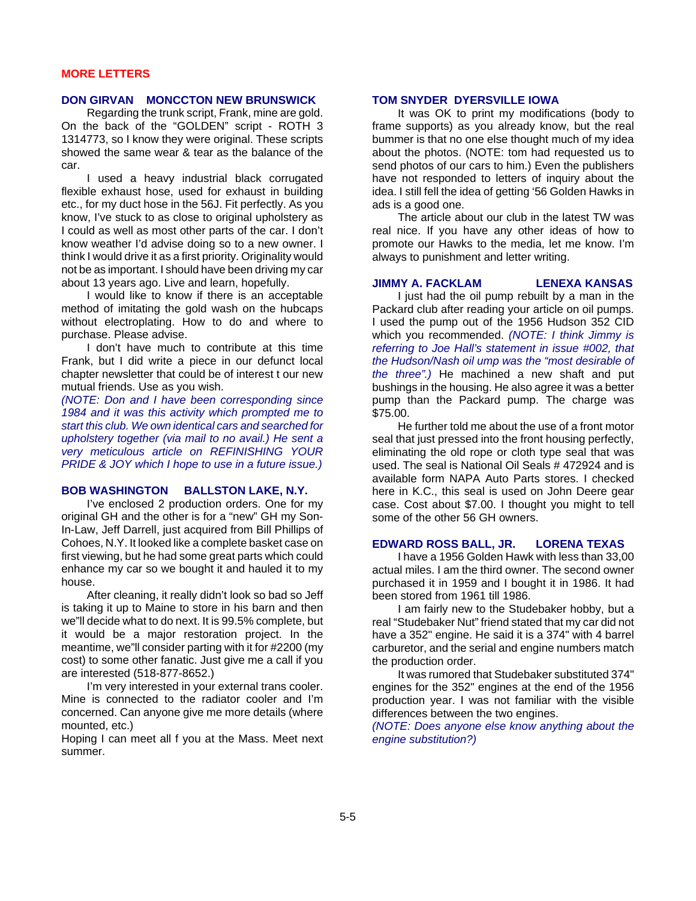## MORE LETTERS

### DON GIRVAN MONCCTON NEW BRUNSWICK

Regarding the trunk script, Frank, mine are gold. On the back of the "GOLDEN" script - ROTH 3 1314773, so I know they were original. These scripts showed the same wear & tear as the balance of the car.

I used a heavy industrial black corrugated flexible exhaust hose, used for exhaust in building etc., for my duct hose in the 56J. Fit perfectly. As you know, I've stuck to as close to original upholstery as I could as well as most other parts of the car. I don't know weather I'd advise doing so to a new owner. I think I would drive it as a first priority. Originality would not be as important. I should have been driving my car about 13 years ago. Live and learn, hopefully.

I would like to know if there is an acceptable method of imitating the gold wash on the hubcaps without electroplating. How to do and where to purchase. Please advise.

I don't have much to contribute at this time Frank, but I did write a piece in our defunct local chapter newsletter that could be of interest t our new mutual friends. Use as you wish.

*(NOTE: Don and I have been corresponding since 1984 and it was this activity which prompted me to start this club. We own identical cars and searched for upholstery together (via mail to no avail.) He sent a very meticulous article on REFINISHING YOUR PRIDE & JOY which I hope to use in a future issue.)*

### BOB WASHINGTON BALLSTON LAKE, N.Y.

I've enclosed 2 production orders. One for my original GH and the other is for a "new" GH my Son-In-Law, Jeff Darrell, just acquired from Bill Phillips of Cohoes, N.Y. It looked like a complete basket case on first viewing, but he had some great parts which could enhance my car so we bought it and hauled it to my house.

After cleaning, it really didn't look so bad so Jeff is taking it up to Maine to store in his barn and then we"ll decide what to do next. It is 99.5% complete, but it would be a major restoration project. In the meantime, we"ll consider parting with it for #2200 (my cost) to some other fanatic. Just give me a call if you are interested (518-877-8652.)

I'm very interested in your external trans cooler. Mine is connected to the radiator cooler and I'm concerned. Can anyone give me more details (where mounted, etc.)

Hoping I can meet all f you at the Mass. Meet next summer.

### TOM SNYDER DYERSVILLE IOWA

It was OK to print my modifications (body to frame supports) as you already know, but the real bummer is that no one else thought much of my idea about the photos. (NOTE: tom had requested us to send photos of our cars to him.) Even the publishers have not responded to letters of inquiry about the idea. I still fell the idea of getting '56 Golden Hawks in ads is a good one.

The article about our club in the latest TW was real nice. If you have any other ideas of how to promote our Hawks to the media, let me know. I'm always to punishment and letter writing.

### JIMMY A. FACKLAM LENEXA KANSAS

I just had the oil pump rebuilt by a man in the Packard club after reading your article on oil pumps. I used the pump out of the 1956 Hudson 352 CID which you recommended. *(NOTE: I think Jimmy is referring to Joe Hall's statement in issue #002, that the Hudson/Nash oil ump was the "most desirable of the three".)* He machined a new shaft and put bushings in the housing. He also agree it was a better pump than the Packard pump. The charge was $75.00.

He further told me about the use of a front motor seal that just pressed into the front housing perfectly, eliminating the old rope or cloth type seal that was used. The seal is National Oil Seals # 472924 and is available form NAPA Auto Parts stores. I checked here in K.C., this seal is used on John Deere gear case. Cost about $7.00. I thought you might to tell some of the other 56 GH owners.

### EDWARD ROSS BALL, JR. LORENA TEXAS

I have a 1956 Golden Hawk with less than 33,00 actual miles. I am the third owner. The second owner purchased it in 1959 and I bought it in 1986. It had been stored from 1961 till 1986.

I am fairly new to the Studebaker hobby, but a real "Studebaker Nut" friend stated that my car did not have a 352" engine. He said it is a 374" with 4 barrel carburetor, and the serial and engine numbers match the production order.

It was rumored that Studebaker substituted 374" engines for the 352" engines at the end of the 1956 production year. I was not familiar with the visible differences between the two engines.

*(NOTE: Does anyone else know anything about the engine substitution?)*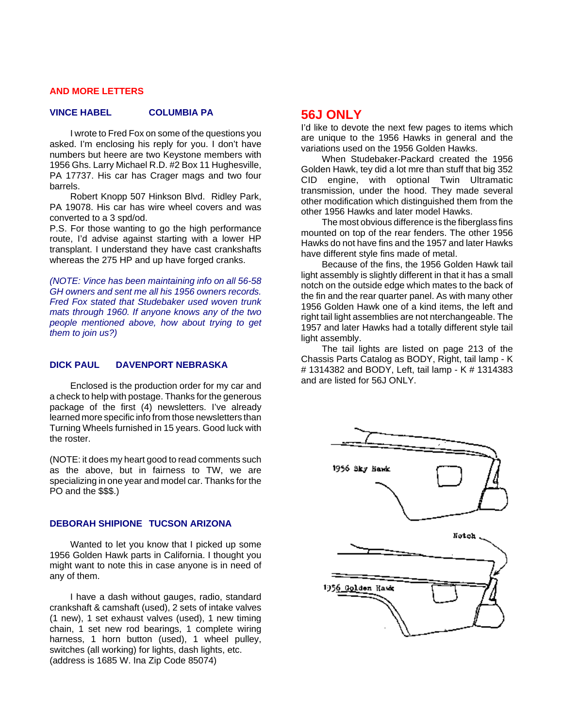## AND MORE LETTERS

### VINCE HABEL COLUMBIA PA

I wrote to Fred Fox on some of the questions you asked. I'm enclosing his reply for you. I don't have numbers but heere are two Keystone members with 1956 Ghs. Larry Michael R.D. #2 Box 11 Hughesville, PA 17737. His car has Crager mags and two four barrels.

Robert Knopp 507 Hinkson Blvd. Ridley Park, PA 19078. His car has wire wheel covers and was converted to a 3 spd/od.

P.S. For those wanting to go the high performance route, I'd advise against starting with a lower HP transplant. I understand they have cast crankshafts whereas the 275 HP and up have forged cranks.

*(NOTE: Vince has been maintaining info on all 56-58 GH owners and sent me all his 1956 owners records. Fred Fox stated that Studebaker used woven trunk mats through 1960. If anyone knows any of the two people mentioned above, how about trying to get them to join us?)*

### DICK PAUL DAVENPORT NEBRASKA

Enclosed is the production order for my car and a check to help with postage. Thanks for the generous package of the first (4) newsletters. I've already learned more specific info from those newsletters than Turning Wheels furnished in 15 years. Good luck with the roster.

(NOTE: it does my heart good to read comments such as the above, but in fairness to TW, we are specializing in one year and model car. Thanks for the PO and the $$$.)

### DEBORAH SHIPIONE TUCSON ARIZONA

Wanted to let you know that I picked up some 1956 Golden Hawk parts in California. I thought you might want to note this in case anyone is in need of any of them.

I have a dash without gauges, radio, standard crankshaft & camshaft (used), 2 sets of intake valves (1 new), 1 set exhaust valves (used), 1 new timing chain, 1 set new rod bearings, 1 complete wiring harness, 1 horn button (used), 1 wheel pulley, switches (all working) for lights, dash lights, etc. (address is 1685 W. Ina Zip Code 85074)

## 56J ONLY

I'd like to devote the next few pages to items which are unique to the 1956 Hawks in general and the variations used on the 1956 Golden Hawks.

When Studebaker-Packard created the 1956 Golden Hawk, tey did a lot mre than stuff that big 352 CID engine, with optional Twin Ultramatic transmission, under the hood. They made several other modification which distinguished them from the other 1956 Hawks and later model Hawks.

The most obvious difference is the fiberglass fins mounted on top of the rear fenders. The other 1956 Hawks do not have fins and the 1957 and later Hawks have different style fins made of metal.

Because of the fins, the 1956 Golden Hawk tail light assembly is slightly different in that it has a small notch on the outside edge which mates to the back of the fin and the rear quarter panel. As with many other 1956 Golden Hawk one of a kind items, the left and right tail light assemblies are not nterchangeable. The 1957 and later Hawks had a totally different style tail light assembly.

The tail lights are listed on page 213 of the Chassis Parts Catalog as BODY, Right, tail lamp - K # 1314382 and BODY, Left, tail lamp - K # 1314383 and are listed for 56J ONLY.

1956 Sky Hawk

Notch

1956 Golden Hawk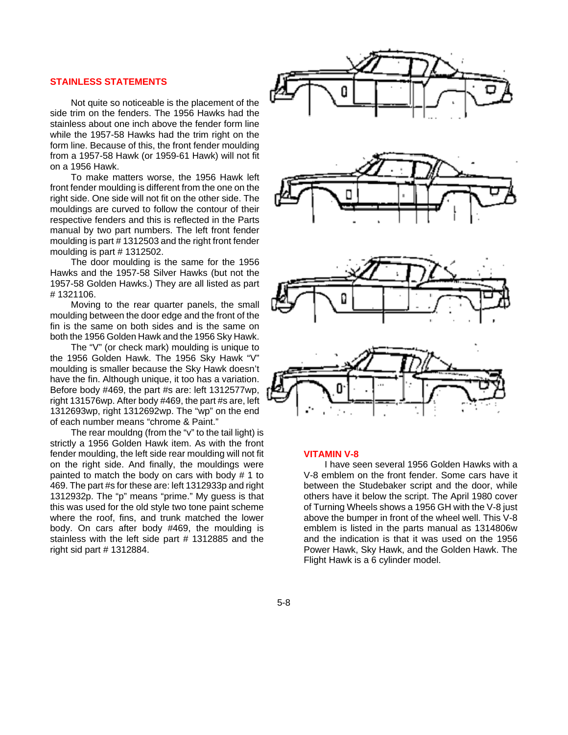## STAINLESS STATEMENTS

Not quite so noticeable is the placement of the side trim on the fenders. The 1956 Hawks had the stainless about one inch above the fender form line while the 1957-58 Hawks had the trim right on the form line. Because of this, the front fender moulding from a 1957-58 Hawk (or 1959-61 Hawk) will not fit on a 1956 Hawk.

To make matters worse, the 1956 Hawk left front fender moulding is different from the one on the right side. One side will not fit on the other side. The mouldings are curved to follow the contour of their respective fenders and this is reflected in the Parts manual by two part numbers. The left front fender moulding is part # 1312503 and the right front fender moulding is part # 1312502.

The door moulding is the same for the 1956 Hawks and the 1957-58 Silver Hawks (but not the 1957-58 Golden Hawks.) They are all listed as part # 1321106.

Moving to the rear quarter panels, the small moulding between the door edge and the front of the fin is the same on both sides and is the same on both the 1956 Golden Hawk and the 1956 Sky Hawk.

The "V" (or check mark) moulding is unique to the 1956 Golden Hawk. The 1956 Sky Hawk "V" moulding is smaller because the Sky Hawk doesn't have the fin. Although unique, it too has a variation. Before body #469, the part #s are: left 1312577wp, right 131576wp. After body #469, the part #s are, left 1312693wp, right 1312692wp. The "wp" on the end of each number means "chrome & Paint."

The rear mouldng (from the "v" to the tail light) is strictly a 1956 Golden Hawk item. As with the front fender moulding, the left side rear moulding will not fit on the right side. And finally, the mouldings were painted to match the body on cars with body # 1 to 469. The part #s for these are: left 1312933p and right 1312932p. The "p" means "prime." My guess is that this was used for the old style two tone paint scheme where the roof, fins, and trunk matched the lower body. On cars after body #469, the moulding is stainless with the left side part # 1312885 and the right sid part # 1312884.

## VITAMIN V-8

I have seen several 1956 Golden Hawks with a V-8 emblem on the front fender. Some cars have it between the Studebaker script and the door, while others have it below the script. The April 1980 cover of Turning Wheels shows a 1956 GH with the V-8 just above the bumper in front of the wheel well. This V-8 emblem is listed in the parts manual as 1314806w and the indication is that it was used on the 1956 Power Hawk, Sky Hawk, and the Golden Hawk. The Flight Hawk is a 6 cylinder model.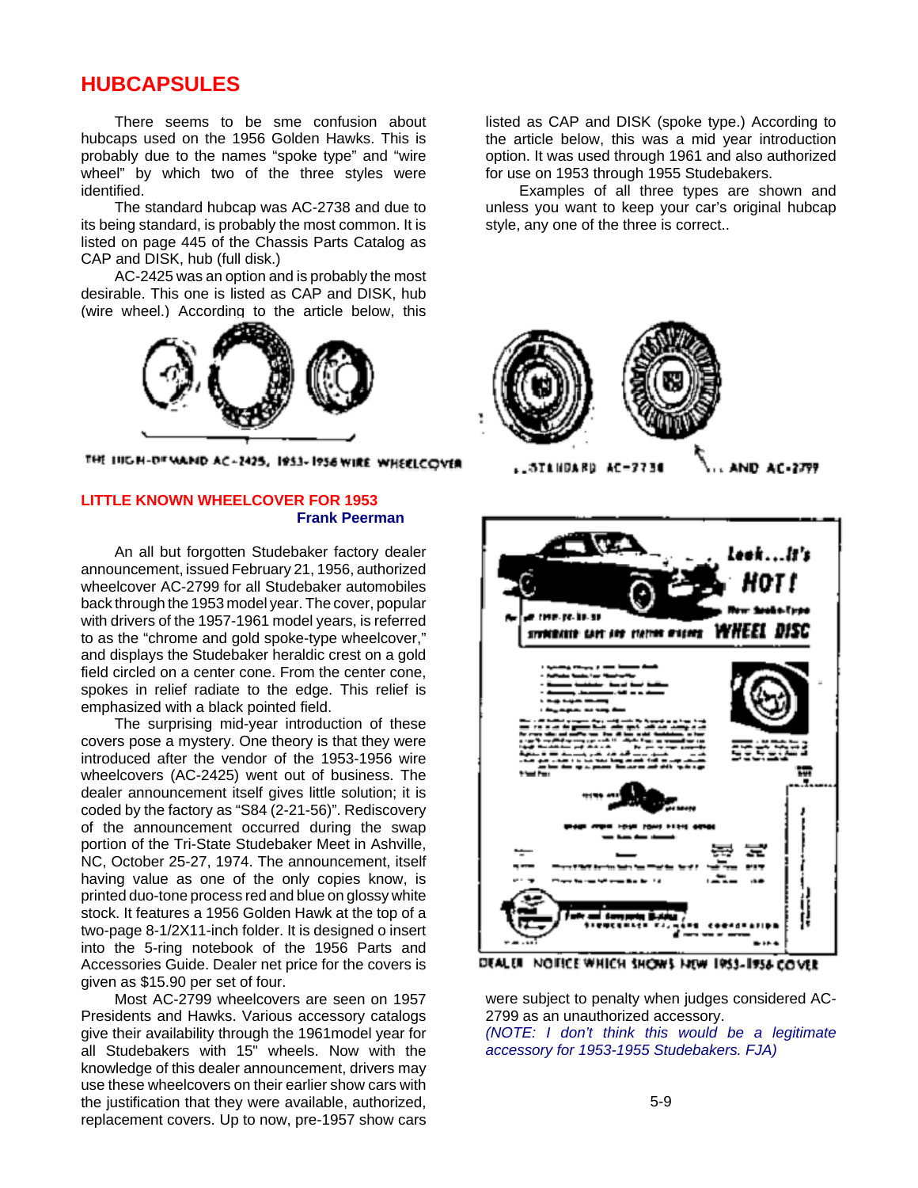## HUBCAPSULES

There seems to be sme confusion about hubcaps used on the 1956 Golden Hawks. This is probably due to the names "spoke type" and "wire wheel" by which two of the three styles were identified.

The standard hubcap was AC-2738 and due to its being standard, is probably the most common. It is listed on page 445 of the Chassis Parts Catalog as CAP and DISK, hub (full disk.)

AC-2425 was an option and is probably the most desirable. This one is listed as CAP and DISK, hub (wire wheel.) According to the article below, this listed as CAP and DISK (spoke type.) According to the article below, this was a mid year introduction option. It was used through 1961 and also authorized for use on 1953 through 1955 Studebakers.

Examples of all three types are shown and unless you want to keep your car's original hubcap style, any one of the three is correct..

THE HIGH-DEMAND AC-2425, 1953-1956 WIRE WHEELCOVER

...STANDARD AC-2738 ... AND AC-2799

### LITTLE KNOWN WHEELCOVER FOR 1953

**Frank Peerman**

An all but forgotten Studebaker factory dealer announcement, issued February 21, 1956, authorized wheelcover AC-2799 for all Studebaker automobiles back through the 1953 model year. The cover, popular with drivers of the 1957-1961 model years, is referred to as the "chrome and gold spoke-type wheelcover," and displays the Studebaker heraldic crest on a gold field circled on a center cone. From the center cone, spokes in relief radiate to the edge. This relief is emphasized with a black pointed field.

The surprising mid-year introduction of these covers pose a mystery. One theory is that they were introduced after the vendor of the 1953-1956 wire wheelcovers (AC-2425) went out of business. The dealer announcement itself gives little solution; it is coded by the factory as "S84 (2-21-56)". Rediscovery of the announcement occurred during the swap portion of the Tri-State Studebaker Meet in Ashville, NC, October 25-27, 1974. The announcement, itself having value as one of the only copies know, is printed duo-tone process red and blue on glossy white stock. It features a 1956 Golden Hawk at the top of a two-page 8-1/2X11-inch folder. It is designed o insert into the 5-ring notebook of the 1956 Parts and Accessories Guide. Dealer net price for the covers is given as $15.90 per set of four.

Most AC-2799 wheelcovers are seen on 1957 Presidents and Hawks. Various accessory catalogs give their availability through the 1961model year for all Studebakers with 15" wheels. Now with the knowledge of this dealer announcement, drivers may use these wheelcovers on their earlier show cars with the justification that they were available, authorized, replacement covers. Up to now, pre-1957 show cars were subject to penalty when judges considered AC-2799 as an unauthorized accessory.

DEALER NOTICE WHICH SHOWS NEW 1953-1956 COVER

*(NOTE: I don't think this would be a legitimate accessory for 1953-1955 Studebakers. FJA)*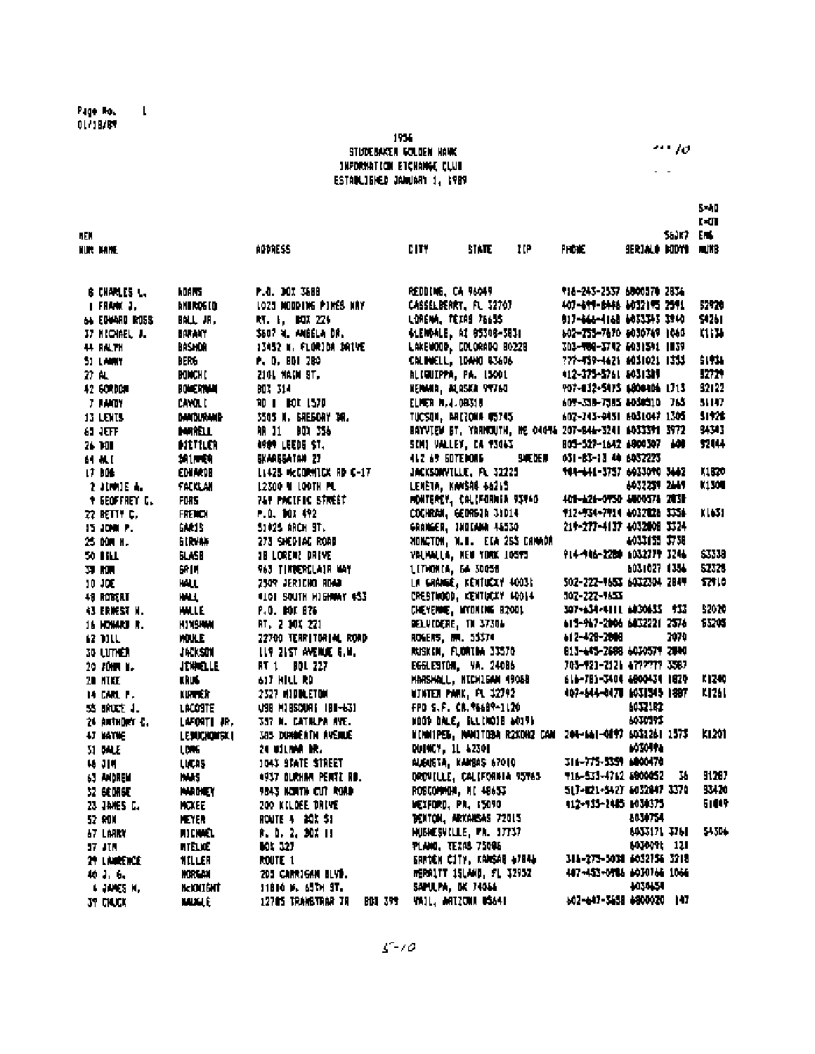Page No. 1
01/18/89

1956
STUDEBAKER GOLDEN HAWK
INFORMATION EXCHANGE CLUB
ESTABLISHED JANUARY 1, 1989

| MEM NUM | NAME | | ADDRESS | CITY | STATE | ZIP | PHONE | 56J/57 SERIAL# | BODY# | S=AD K=CU ENG NUMB |
|---|---|---|---|---|---|---|---|---|---|---|
| 8 | CHARLES L. | ADAMS | P.O. BOX 3688 | REDDING, CA 96049 | | | 916-243-2537 | 6800378 | 2836 | |
| 1 | FRANK J. | AMBROGIO | 1025 WOODING PINES WAY | CASSELBERRY, FL 32707 | | | 407-699-8446 | 6032195 | 2591 | S2920 |
| 66 | EDWARD ROSS | BALL JR. | RT. 1, BOX 224 | LORENA, TEXAS 76655 | | | 817-666-4168 | 6033345 | 3940 | S4261 |
| 37 | MICHAEL A. | BARANY | 5607 W. ANGELA DR. | GLENDALE, AZ 85308-3831 | | | 602-255-7670 | 6030769 | 1060 | K1136 |
| 44 | RALPH | BASHOR | 13452 W. FLORIDA DRIVE | LAKEWOOD, COLORADO 80228 | | | 303-988-3792 | 6031591 | 1859 | |
| 51 | LARRY | BERG | P. O. BOX 380 | CALDWELL, IDAHO 83606 | | | 777-459-4621 | 6031021 | 1333 | S1936 |
| 27 | AL | BONCHI | 2101 MAIN ST. | ALIQUIPPA, PA. 15001 | | | 412-375-5761 | 6031389 | | S2729 |
| 42 | GORDON | BOWERMAN | BOX 314 | KENAWA, ALASKA 99760 | | | 907-832-5875 | 6800406 | 1713 | S2122 |
| 7 | RANDY | CAVOLI | RD 1 BOX 1570 | ELMER N.J.08318 | | | 609-358-7385 | 6030510 | 765 | S1147 |
| 13 | LEWIS | DANDURAND | 3505 N. GREGORY DR. | TUCSON, ARIZONA 85745 | | | 602-743-0451 | 6031047 | 1305 | S1926 |
| 65 | JEFF | DARRELL | RR 31 BOX 356 | BAYVIEW ST. YARMOUTH, ME 04096 | | | 207-846-3241 | 6033391 | 3972 | S4343 |
| 26 | DON | DISTILER | 4909 LEEDS ST. | SIMI VALLEY, CA 93063 | | | 805-527-1642 | 6800307 | 600 | S2844 |
| 64 | ALI | DRIMMER | SKAREGATAN 27 | 412 69 GOTEBORG | SWEDEN | | 031-83-13 48 | 6032223 | | |
| 17 | BOB | EDWARDS | 11428 McCORMICK RD C-17 | JACKSONVILLE, FL 32225 | | | 904-641-3757 | 6033090 | 3662 | K1820 |
| 2 | JIMMIE A. | FACKLAM | 12500 W 100TH PL | LENEXA, KANSAS 66215 | | | | 6032259 | 2649 | K1308 |
| 9 | GEOFFREY C. | FORS | 769 PACIFIC STREET | MONTEREY, CALIFORNIA 93940 | | | 408-626-0950 | 6800378 | 2838 | |
| 22 | BETTY C. | FRENCH | P.O. BOX 492 | COCHRAN, GEORGIA 31014 | | | 912-934-7914 | 6032828 | 3336 | K1631 |
| 15 | JOHN P. | GARIS | 51025 ARCH ST. | GRANGER, INDIANA 46530 | | | 219-277-4137 | 6032808 | 3324 | |
| 25 | DON H. | GIRVAN | 273 SHEDIAC ROAD | MONCTON, N.B. E1A 2S3 CANADA | | | | 6033155 | 3738 | |
| 50 | BILL | GLASS | 18 LORENZ DRIVE | VALHALLA, NEW YORK 10595 | | | 914-946-2280 | 6032779 | 3246 | S3338 |
| 38 | RON | GRIM | 963 TIMBERCLAIR WAY | LITHONIA, GA 30058 | | | | 6031027 | 1336 | S2328 |
| 10 | JOE | HALL | 2509 JERICHO ROAD | LA GRANGE, KENTUCKY 40031 | | | 502-222-9653 | 6032304 | 2849 | S2910 |
| 48 | ROBERT | HALL | 4101 SOUTH HIGHWAY 453 | CRESTWOOD, KENTUCKY 40014 | | | 502-222-9653 | | | |
| 43 | ERNEST H. | HALLE | P.O. BOX 876 | CHEYENNE, WYOMING 82001 | | | 307-634-4111 | 6830633 | 933 | S2020 |
| 16 | HOWARD R. | HINSHAW | RT. 2 BOX 221 | BELVIDERE, TN 37306 | | | 615-967-2006 | 6832221 | 2576 | S5205 |
| 62 | BILL | HOULE | 22700 TERRITORIAL ROAD | ROGERS, MN. 55374 | | | 612-428-2888 | | 2070 | |
| 30 | LUTHER | JACKSON | 119 21ST AVENUE S.W. | RUSKIN, FLORIDA 33570 | | | 813-645-2688 | 6030579 | 2880 | |
| 20 | JOHN W. | JENNELLE | RT 1 BOX 227 | EGGLESTON, VA. 24086 | | | 703-921-2121 | 6777777 | 3587 | |
| 28 | MIKE | KRUG | 617 HILL RD | MARSHALL, MICHIGAN 49068 | | | 616-781-5404 | 6800434 | 1829 | K1240 |
| 14 | CARL P. | KUMMER | 2527 MIDDLETON | WINTER PARK, FL 32792 | | | 407-644-0470 | 6031545 | 1887 | K1261 |
| 55 | BRUCE J. | LACOSTE | USS MISSOURI (BB-63) | FPO S.F. CA.96689-1120 | | | | 6032182 | | |
| 24 | ANTHONY C. | LAFORTE JR. | 337 N. CATALPA AVE. | WOOD DALE, ILLINOIS 60191 | | | | 6030395 | | |
| 47 | WAYNE | LEMUCHOWSKI | 385 DUNBEATH AVENUE | WINNIPEG, MANITOBA R2K0N2 CAN | | | 204-661-0897 | 6031261 | 1573 | K1201 |
| 31 | DALE | LONG | 24 WILMAR DR. | QUINCY, IL 62301 | | | | 6030496 | | |
| 46 | JIM | LUCAS | 1043 STATE STREET | AUGUSTA, KANSAS 67010 | | | 316-775-5359 | 6800478 | | |
| 63 | ANDREW | MAAS | 4937 DURHAM PENTZ RD. | OROVILLE, CALIFORNIA 95965 | | | 916-533-4762 | 6800052 | 36 | S1287 |
| 32 | GEORGE | MAHONEY | 9843 NORTH CUT ROAD | ROSCOMMON, MI 48653 | | | 517-821-5427 | 6032847 | 3370 | S3430 |
| 23 | JAMES C. | MCKEE | 200 KILDEE DRIVE | WEXFORD, PA. 15090 | | | 412-935-2485 | 6030375 | | S1049 |
| 52 | RON | MEYER | ROUTE 4 BOX 51 | BENTON, ARKANSAS 72015 | | | | 6030754 | | |
| 67 | LARRY | MICHAEL | R. D. 2, BOX 11 | HUGHESVILLE, PA. 17737 | | | | 6033171 | 3768 | S4306 |
| 57 | JIM | MIELKE | BOX 327 | PLANO, TEXAS 75086 | | | | 6030091 | 121 | |
| 29 | LAWRENCE | MILLER | ROUTE 1 | GARDEN CITY, KANSAS 67846 | | | 316-275-5038 | 6032756 | 3218 | |
| 40 | J. G. | MORGAN | 203 CARRIGAN BLVD. | MERRITT ISLAND, FL 32952 | | | 407-453-0986 | 6030766 | 1066 | |
| 6 | JAMES M. | McKNIGHT | 11800 W. 65TH ST. | SAPULPA, OK 74066 | | | | 6030658 | | |
| 39 | CHUCK | NAUGLE | 12705 TRANSTRAR TR BOX 399 | VAIL, ARIZONA 85641 | | | 602-647-5658 | 6800020 | 147 | |

5-10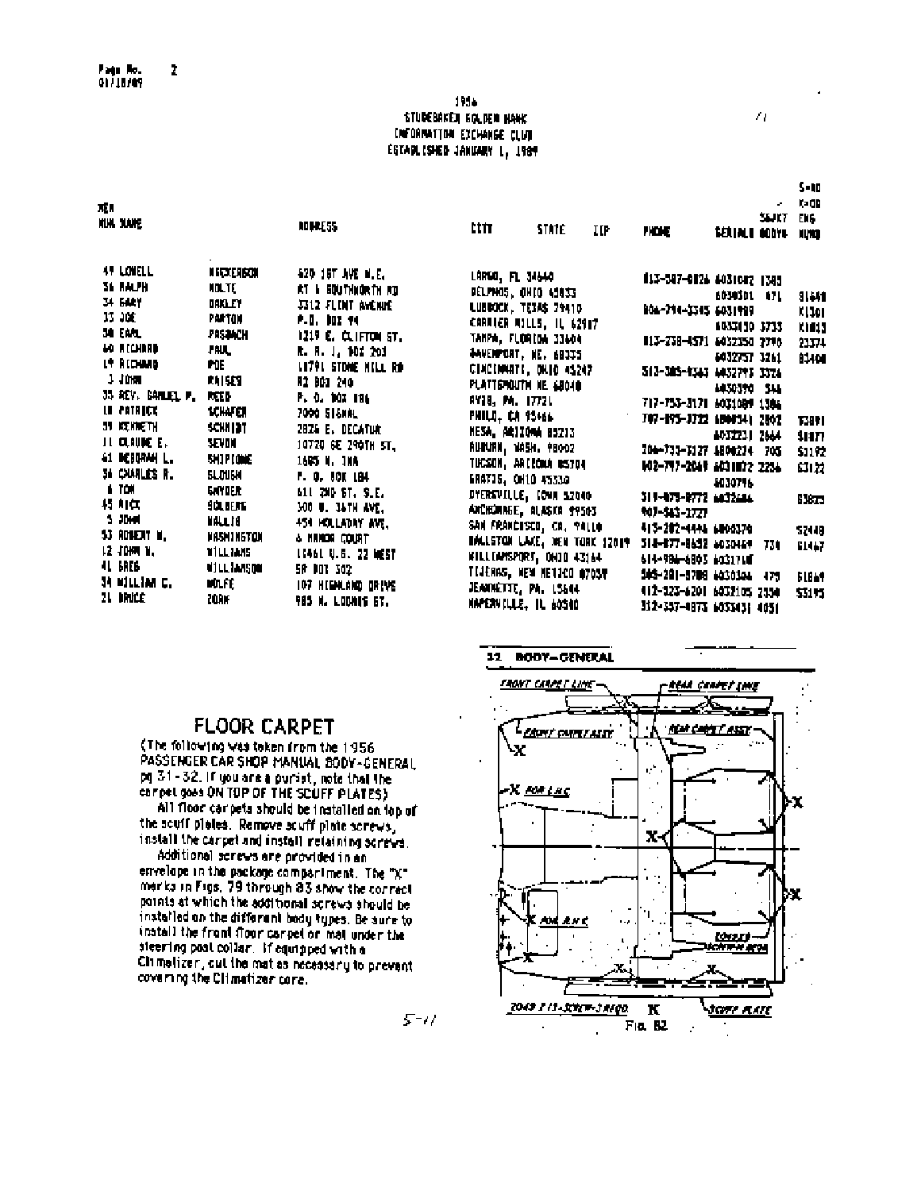1956
STUDEBAKER GOLDEN HAWK
INFORMATION EXCHANGE CLUB
ESTABLISHED JANUARY 1, 1989

| MEM NUM | NAME | | ADDRESS | CITY | STATE | ZIP | PHONE | SERIAL# | S=SKCT BODY# | S=RD K=OD ENG NUM# |
|---|---|---|---|---|---|---|---|---|---|---|
| 49 | LOWELL | HECKERSON | 620 1ST AVE N.E. | LARGO, FL 34640 | | | 813-587-0826 | 6031082 | 1383 | |
| 56 | RALPH | NOLTE | RT 1 SOUTHWORTH RD | DELPHOS, OHIO 45833 | | | | 6030301 | 471 | S1648 |
| 34 | GARY | OAKLEY | 3312 FLINT AVENUE | LUBBOCK, TEXAS 79410 | | | 806-794-3345 | 6031989 | | K1301 |
| 33 | JOE | PARTON | P.O. BOX 99 | CARRIER MILLS, IL 62917 | | | | 6033030 | 3733 | K1013 |
| 58 | EARL | PASBACH | 1219 E. CLIFTON ST. | TAMPA, FLORIDA 33604 | | | 813-238-4571 | 6032350 | 2790 | 23374 |
| 60 | RICHARD | PAUL | R. R. 1, BOX 203 | DAVENPORT, NE. 68335 | | | | 6032757 | 3261 | 83408 |
| 19 | RICHARD | POE | 10791 STONE HILL RD | CINCINNATI, OHIO 45247 | | | 513-385-9363 | 6032793 | 3326 | |
| 3 | JOHN | RAISER | R2 BOX 240 | PLATTSMOUTH NE 68048 | | | | 6030390 | 546 | |
| 35 | REV. SAMUEL P. | REED | P. O. BOX 886 | RYDE, PA. 17721 | | | 717-753-3171 | 6031089 | 1386 | |
| 18 | PATRICK | SCHAFER | 7090 SIGNAL | PHILO, CA 95466 | | | 707-895-3722 | 6800341 | 2802 | S2891 |
| 39 | KENNETH | SCHMIDT | 2826 E. DECATUR | MESA, ARIZONA 85213 | | | | 6032231 | 2664 | S1877 |
| 11 | CLAUDE E. | SEVON | 10720 SE 290TH ST. | AUBURN, WASH. 98002 | | | 206-733-3127 | 6800234 | 705 | S3192 |
| 61 | DEBORAH L. | SHIPIONE | 1605 N. 1HA | TUCSON, ARIZONA 85704 | | | 602-797-2069 | 6031872 | 2256 | S3122 |
| 54 | CHARLES R. | SLOUGH | P. O. BOX 184 | GRATIS, OHIO 45330 | | | | 6030796 | | |
| 6 | TOM | SNYDER | 611 2ND ST. S.E. | DYERSVILLE, IOWA 52040 | | | 319-875-8772 | 6032666 | | S3825 |
| 45 | RICK | SOLBERG | 300 W. 36TH AVE. | ANCHORAGE, ALASKA 99503 | | | 907-563-2727 | | | |
| 5 | JOHN | WALLIS | 454 HOLLADAY AVE. | SAN FRANCISCO, CA. 94110 | | | 415-282-4446 | 6800370 | | S2448 |
| 53 | ROBERT W. | WASHINGTON | 6 MANOR COURT | BALLSTON LAKE, NEW YORK 12019 | | | 518-877-8652 | 6030469 | 734 | S1467 |
| 12 | JOHN W. | WILLIAMS | 11461 U.S. 22 WEST | WILLIAMSPORT, OHIO 43164 | | | 614-986-6803 | 6031718 | | |
| 41 | GREG | WILLIAMSON | SR BOX 302 | TIJERAS, NEW MEXICO 87059 | | | 505-281-5788 | 6030304 | 475 | S1849 |
| 34 | WILLIAM C. | WOLFE | 107 HIGHLAND DRIVE | JEANNETTE, PA. 15644 | | | 412-523-6201 | 6032105 | 2550 | S3195 |
| 21 | BRUCE | ZORN | 985 N. LOOMIS ST. | NAPERVILLE, IL 60540 | | | 312-357-4873 | 6035431 | 4051 | |

## FLOOR CARPET

(The following was taken from the 1956 PASSENGER CAR SHOP MANUAL BODY-GENERAL pg 31-32. If you are a purist, note that the carpet goes ON TOP OF THE SCUFF PLATES)

All floor carpets should be installed on top of the scuff plates. Remove scuff plate screws, install the carpet and install retaining screws.

Additional screws are provided in an envelope in the package compartment. The "X" marks in Figs. 79 through 83 show the correct points at which the additional screws should be installed on the different body types. Be sure to install the front floor carpet or mat under the steering post collar. If equipped with a Climatizer, cut the mat as necessary to prevent covering the Climatizer core.

32 BODY—GENERAL

FRONT CARPET LINE — REAR CARPET LINE — FRONT CARPET ASSY — REAR CARPET ASSY — X FOR LHC — X FOR RHC — COVERED WITH ... — 2049 ... SCREW ... REQD — X — SCUFF PLATE

Fig. 82

5-11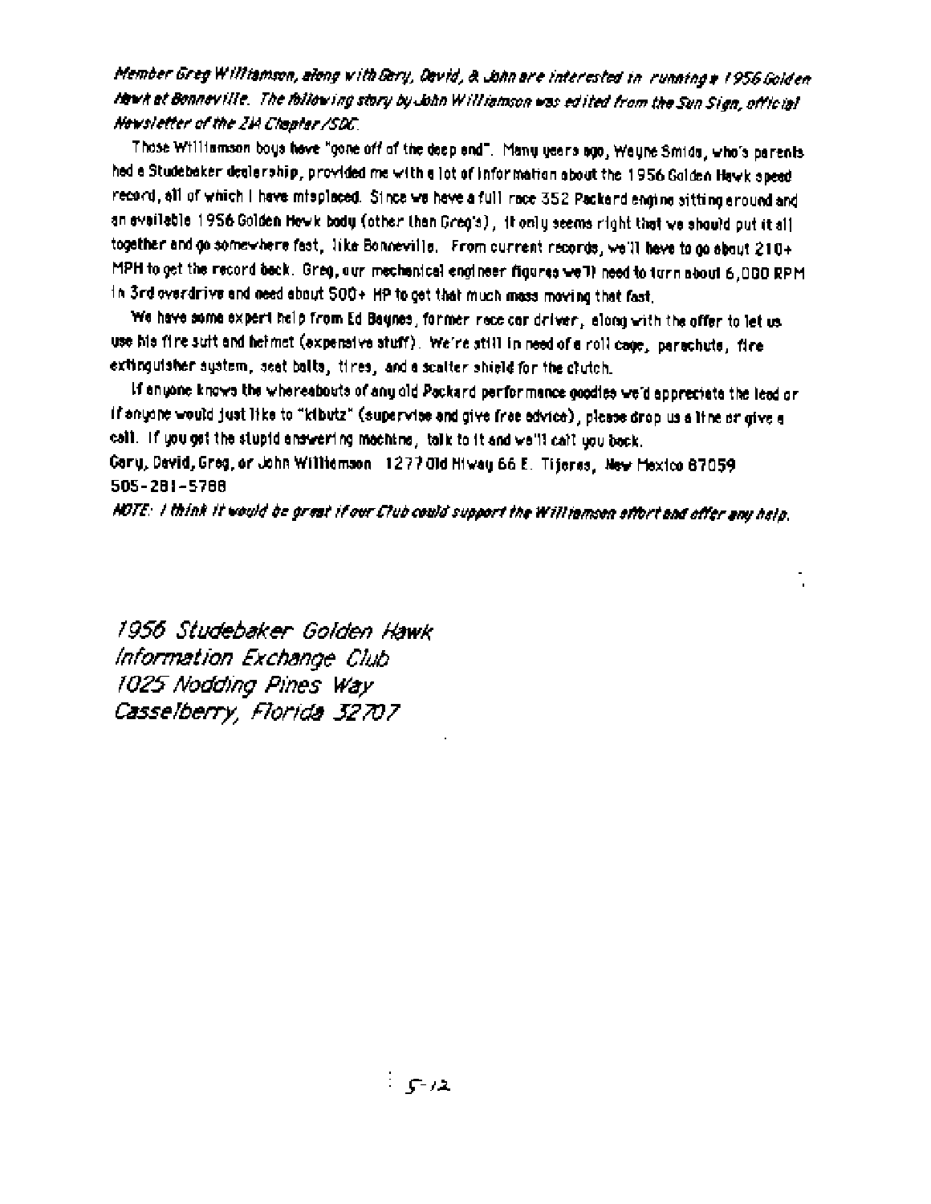*Member Greg Williamson, along with Gary, David, & John are interested in running a 1956 Golden Hawk at Bonneville. The following story by John Williamson was edited from the Sun Sign, official Newsletter of the ZIA Chapter/SDC.*

Those Williamson boys have "gone off of the deep end". Many years ago, Wayne Smida, who's parents had a Studebaker dealership, provided me with a lot of information about the 1956 Golden Hawk speed record, all of which I have misplaced. Since we have a full race 352 Packard engine sitting around and an available 1956 Golden Hawk body (other than Greg's), it only seems right that we should put it all together and go somewhere fast, like Bonneville. From current records, we'll have to go about 210+ MPH to get the record back. Greg, our mechanical engineer figures we'll need to turn about 6,000 RPM in 3rd overdrive and need about 500+ HP to get that much mass moving that fast.

We have some expert help from Ed Baynes, former race car driver, along with the offer to let us use his fire suit and helmet (expensive stuff). We're still in need of a roll cage, parachute, fire extinguisher system, seat belts, tires, and a scatter shield for the clutch.

If anyone knows the whereabouts of any old Packard performance goodies we'd appreciate the lead or if anyone would just like to "kibutz" (supervise and give free advice), please drop us a line or give a call. If you get the stupid answering machine, talk to it and we'll call you back.

Gary, David, Greg, or John Williamson 1277 Old Hiway 66 E. Tijeras, New Mexico 87059
505-281-5788

*NOTE: I think it would be great if our Club could support the Williamson effort and offer any help.*

*1956 Studebaker Golden Hawk*
*Information Exchange Club*
*1025 Nodding Pines Way*
*Casselberry, Florida 32707*